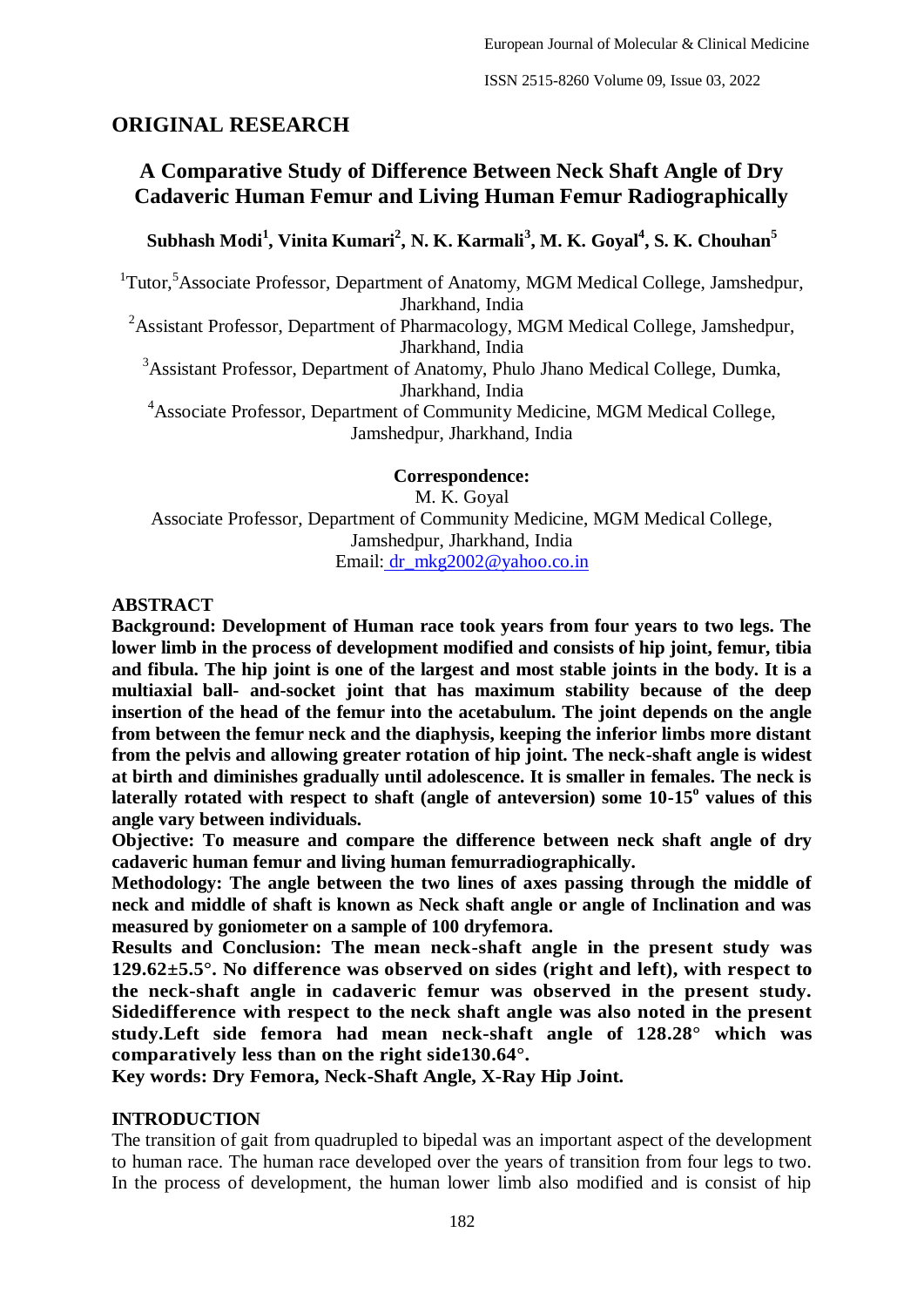## ORIGINAL RESEARCH

# A Comparative Study of Difference Between Neck Shaft Angle of Dry Cadaveric Human Femur and Living Human Femur Radiographically

**Subhash Modi[1], Vinita Kumari[2], N. K. Karmali[3], M. K. Goyal[4], S. K. Chouhan[5]**

[1]Tutor,[5]Associate Professor, Department of Anatomy, MGM Medical College, Jamshedpur, Jharkhand, India
[2]Assistant Professor, Department of Pharmacology, MGM Medical College, Jamshedpur, Jharkhand, India
[3]Assistant Professor, Department of Anatomy, Phulo Jhano Medical College, Dumka, Jharkhand, India
[4]Associate Professor, Department of Community Medicine, MGM Medical College, Jamshedpur, Jharkhand, India

**Correspondence:**
M. K. Goyal
Associate Professor, Department of Community Medicine, MGM Medical College, Jamshedpur, Jharkhand, India
Email: dr_mkg2002@yahoo.co.in

## ABSTRACT

**Background: Development of Human race took years from four years to two legs. The lower limb in the process of development modified and consists of hip joint, femur, tibia and fibula. The hip joint is one of the largest and most stable joints in the body. It is a multiaxial ball- and-socket joint that has maximum stability because of the deep insertion of the head of the femur into the acetabulum. The joint depends on the angle from between the femur neck and the diaphysis, keeping the inferior limbs more distant from the pelvis and allowing greater rotation of hip joint. The neck-shaft angle is widest at birth and diminishes gradually until adolescence. It is smaller in females. The neck is laterally rotated with respect to shaft (angle of anteversion) some 10-15$^{o}$ values of this angle vary between individuals.**

**Objective: To measure and compare the difference between neck shaft angle of dry cadaveric human femur and living human femurradiographically.**

**Methodology: The angle between the two lines of axes passing through the middle of neck and middle of shaft is known as Neck shaft angle or angle of Inclination and was measured by goniometer on a sample of 100 dryfemora.**

**Results and Conclusion: The mean neck-shaft angle in the present study was 129.62±5.5°. No difference was observed on sides (right and left), with respect to the neck-shaft angle in cadaveric femur was observed in the present study. Sidedifference with respect to the neck shaft angle was also noted in the present study.Left side femora had mean neck-shaft angle of 128.28° which was comparatively less than on the right side130.64°.**

**Key words: Dry Femora, Neck-Shaft Angle, X-Ray Hip Joint.**

## INTRODUCTION

The transition of gait from quadrupled to bipedal was an important aspect of the development to human race. The human race developed over the years of transition from four legs to two. In the process of development, the human lower limb also modified and is consist of hip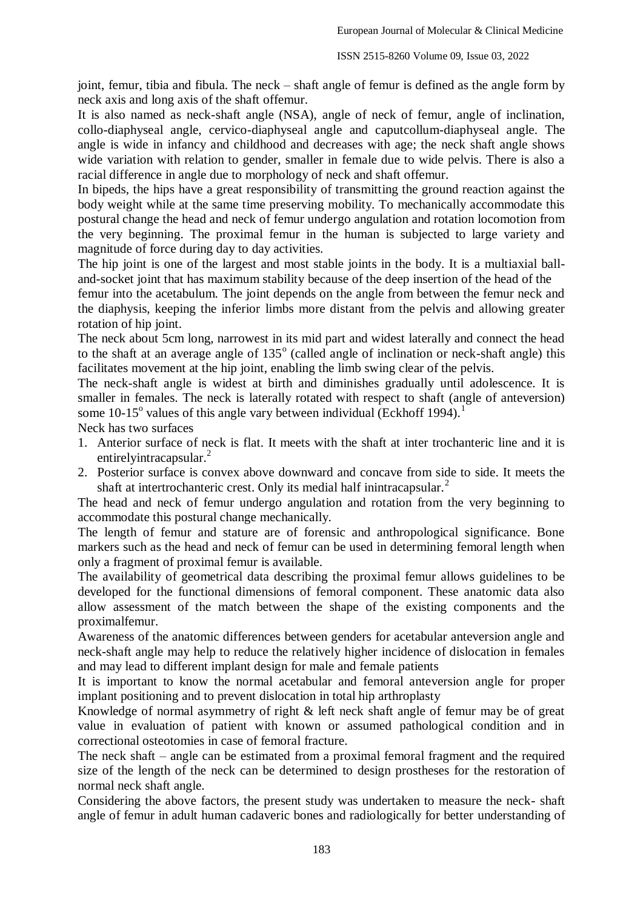joint, femur, tibia and fibula. The neck – shaft angle of femur is defined as the angle form by neck axis and long axis of the shaft offemur.

It is also named as neck-shaft angle (NSA), angle of neck of femur, angle of inclination, collo-diaphyseal angle, cervico-diaphyseal angle and caputcollum-diaphyseal angle. The angle is wide in infancy and childhood and decreases with age; the neck shaft angle shows wide variation with relation to gender, smaller in female due to wide pelvis. There is also a racial difference in angle due to morphology of neck and shaft offemur.

In bipeds, the hips have a great responsibility of transmitting the ground reaction against the body weight while at the same time preserving mobility. To mechanically accommodate this postural change the head and neck of femur undergo angulation and rotation locomotion from the very beginning. The proximal femur in the human is subjected to large variety and magnitude of force during day to day activities.

The hip joint is one of the largest and most stable joints in the body. It is a multiaxial ball-and-socket joint that has maximum stability because of the deep insertion of the head of the femur into the acetabulum. The joint depends on the angle from between the femur neck and the diaphysis, keeping the inferior limbs more distant from the pelvis and allowing greater rotation of hip joint.

The neck about 5cm long, narrowest in its mid part and widest laterally and connect the head to the shaft at an average angle of $135^{o}$ (called angle of inclination or neck-shaft angle) this facilitates movement at the hip joint, enabling the limb swing clear of the pelvis.

The neck-shaft angle is widest at birth and diminishes gradually until adolescence. It is smaller in females. The neck is laterally rotated with respect to shaft (angle of anteversion) some $10\text{-}15^{o}$ values of this angle vary between individual (Eckhoff 1994).[1]

Neck has two surfaces

1. Anterior surface of neck is flat. It meets with the shaft at inter trochanteric line and it is entirelyintracapsular.[2]
2. Posterior surface is convex above downward and concave from side to side. It meets the shaft at intertrochanteric crest. Only its medial half inintracapsular.[2]

The head and neck of femur undergo angulation and rotation from the very beginning to accommodate this postural change mechanically.

The length of femur and stature are of forensic and anthropological significance. Bone markers such as the head and neck of femur can be used in determining femoral length when only a fragment of proximal femur is available.

The availability of geometrical data describing the proximal femur allows guidelines to be developed for the functional dimensions of femoral component. These anatomic data also allow assessment of the match between the shape of the existing components and the proximalfemur.

Awareness of the anatomic differences between genders for acetabular anteversion angle and neck-shaft angle may help to reduce the relatively higher incidence of dislocation in females and may lead to different implant design for male and female patients

It is important to know the normal acetabular and femoral anteversion angle for proper implant positioning and to prevent dislocation in total hip arthroplasty

Knowledge of normal asymmetry of right & left neck shaft angle of femur may be of great value in evaluation of patient with known or assumed pathological condition and in correctional osteotomies in case of femoral fracture.

The neck shaft – angle can be estimated from a proximal femoral fragment and the required size of the length of the neck can be determined to design prostheses for the restoration of normal neck shaft angle.

Considering the above factors, the present study was undertaken to measure the neck- shaft angle of femur in adult human cadaveric bones and radiologically for better understanding of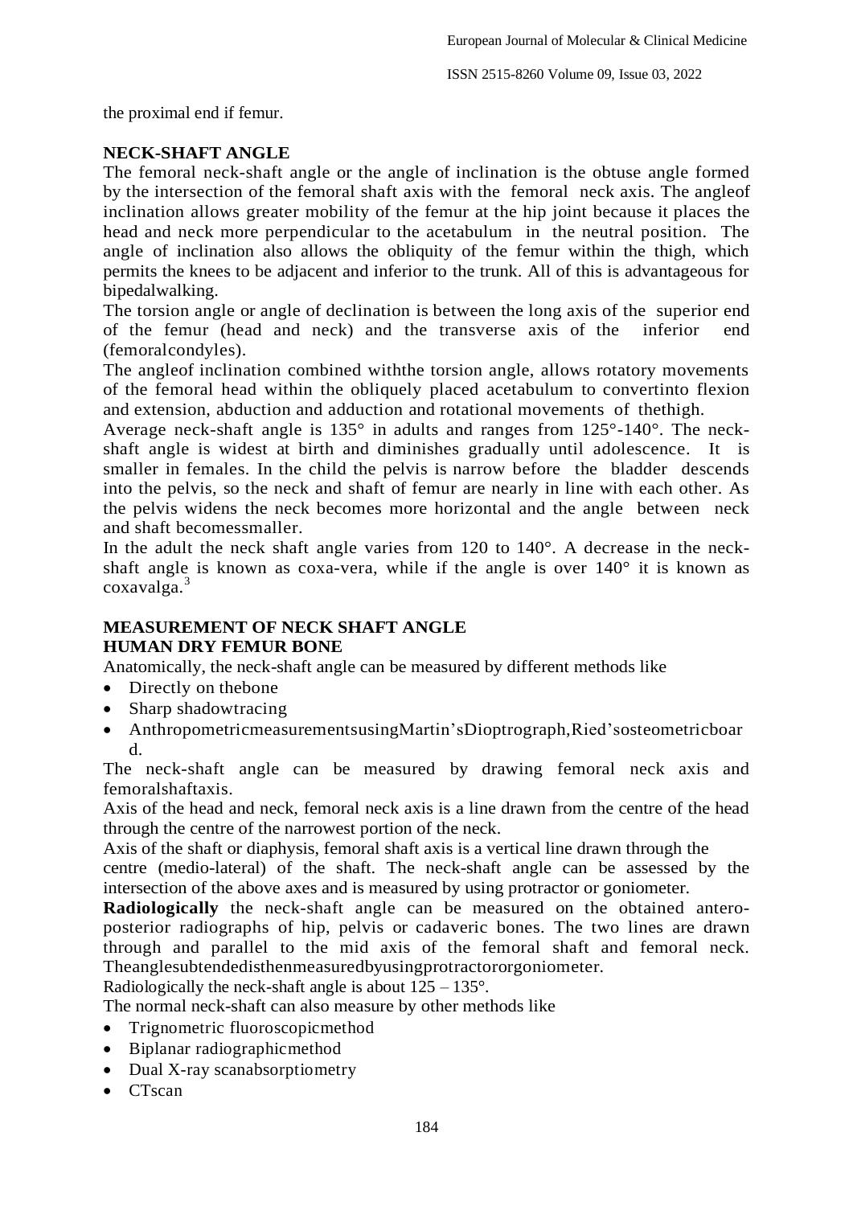the proximal end if femur.

## NECK-SHAFT ANGLE

The femoral neck-shaft angle or the angle of inclination is the obtuse angle formed by the intersection of the femoral shaft axis with the femoral neck axis. The angleof inclination allows greater mobility of the femur at the hip joint because it places the head and neck more perpendicular to the acetabulum in the neutral position. The angle of inclination also allows the obliquity of the femur within the thigh, which permits the knees to be adjacent and inferior to the trunk. All of this is advantageous for bipedalwalking.

The torsion angle or angle of declination is between the long axis of the superior end of the femur (head and neck) and the transverse axis of the inferior end (femoralcondyles).

The angleof inclination combined withthe torsion angle, allows rotatory movements of the femoral head within the obliquely placed acetabulum to convertinto flexion and extension, abduction and adduction and rotational movements of thethigh.

Average neck-shaft angle is 135° in adults and ranges from 125°-140°. The neck-shaft angle is widest at birth and diminishes gradually until adolescence. It is smaller in females. In the child the pelvis is narrow before the bladder descends into the pelvis, so the neck and shaft of femur are nearly in line with each other. As the pelvis widens the neck becomes more horizontal and the angle between neck and shaft becomessmaller.

In the adult the neck shaft angle varies from 120 to 140°. A decrease in the neck-shaft angle is known as coxa-vera, while if the angle is over 140° it is known as coxavalga.[3]

## MEASUREMENT OF NECK SHAFT ANGLE

### HUMAN DRY FEMUR BONE

Anatomically, the neck-shaft angle can be measured by different methods like

- Directly on thebone
- Sharp shadowtracing
- AnthropometricmeasurementsusingMartin'sDioptrograph,Ried'sosteometricboard.

The neck-shaft angle can be measured by drawing femoral neck axis and femoralshaftaxis.

Axis of the head and neck, femoral neck axis is a line drawn from the centre of the head through the centre of the narrowest portion of the neck.

Axis of the shaft or diaphysis, femoral shaft axis is a vertical line drawn through the centre (medio-lateral) of the shaft. The neck-shaft angle can be assessed by the intersection of the above axes and is measured by using protractor or goniometer.

**Radiologically** the neck-shaft angle can be measured on the obtained antero-posterior radiographs of hip, pelvis or cadaveric bones. The two lines are drawn through and parallel to the mid axis of the femoral shaft and femoral neck. Theanglesubtendedisthenmeasuredbyusingprotractororgoniometer.

Radiologically the neck-shaft angle is about 125 – 135°.

The normal neck-shaft can also measure by other methods like

- Trignometric fluoroscopicmethod
- Biplanar radiographicmethod
- Dual X-ray scanabsorptiometry
- CTscan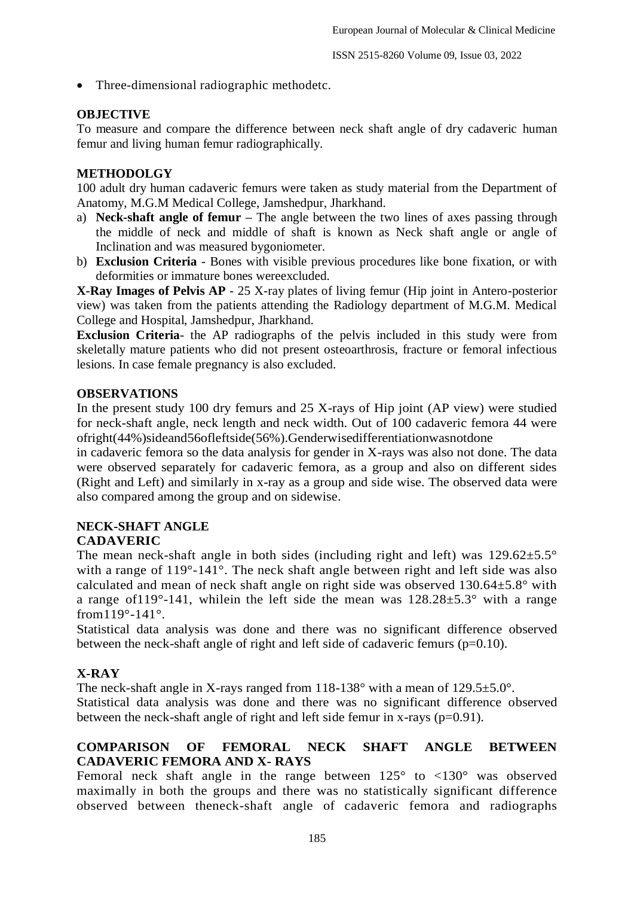- Three-dimensional radiographic methodetc.

## OBJECTIVE

To measure and compare the difference between neck shaft angle of dry cadaveric human femur and living human femur radiographically.

## METHODOLGY

100 adult dry human cadaveric femurs were taken as study material from the Department of Anatomy, M.G.M Medical College, Jamshedpur, Jharkhand.

a) **Neck-shaft angle of femur –** The angle between the two lines of axes passing through the middle of neck and middle of shaft is known as Neck shaft angle or angle of Inclination and was measured bygoniometer.
b) **Exclusion Criteria** - Bones with visible previous procedures like bone fixation, or with deformities or immature bones wereexcluded.

**X-Ray Images of Pelvis AP** - 25 X-ray plates of living femur (Hip joint in Antero-posterior view) was taken from the patients attending the Radiology department of M.G.M. Medical College and Hospital, Jamshedpur, Jharkhand.

**Exclusion Criteria**- the AP radiographs of the pelvis included in this study were from skeletally mature patients who did not present osteoarthrosis, fracture or femoral infectious lesions. In case female pregnancy is also excluded.

## OBSERVATIONS

In the present study 100 dry femurs and 25 X-rays of Hip joint (AP view) were studied for neck-shaft angle, neck length and neck width. Out of 100 cadaveric femora 44 were ofright(44%)sideand56ofleftside(56%).Genderwisedifferentiationwasnotdone in cadaveric femora so the data analysis for gender in X-rays was also not done. The data were observed separately for cadaveric femora, as a group and also on different sides (Right and Left) and similarly in x-ray as a group and side wise. The observed data were also compared among the group and on sidewise.

## NECK-SHAFT ANGLE

### CADAVERIC

The mean neck-shaft angle in both sides (including right and left) was 129.62±5.5° with a range of 119°-141°. The neck shaft angle between right and left side was also calculated and mean of neck shaft angle on right side was observed 130.64±5.8° with a range of119°-141, whilein the left side the mean was 128.28±5.3° with a range from119°-141°.

Statistical data analysis was done and there was no significant difference observed between the neck-shaft angle of right and left side of cadaveric femurs ($p=0.10$).

### X-RAY

The neck-shaft angle in X-rays ranged from 118-138° with a mean of 129.5±5.0°.

Statistical data analysis was done and there was no significant difference observed between the neck-shaft angle of right and left side femur in x-rays ($p=0.91$).

## COMPARISON OF FEMORAL NECK SHAFT ANGLE BETWEEN CADAVERIC FEMORA AND X- RAYS

Femoral neck shaft angle in the range between 125° to <130° was observed maximally in both the groups and there was no statistically significant difference observed between theneck-shaft angle of cadaveric femora and radiographs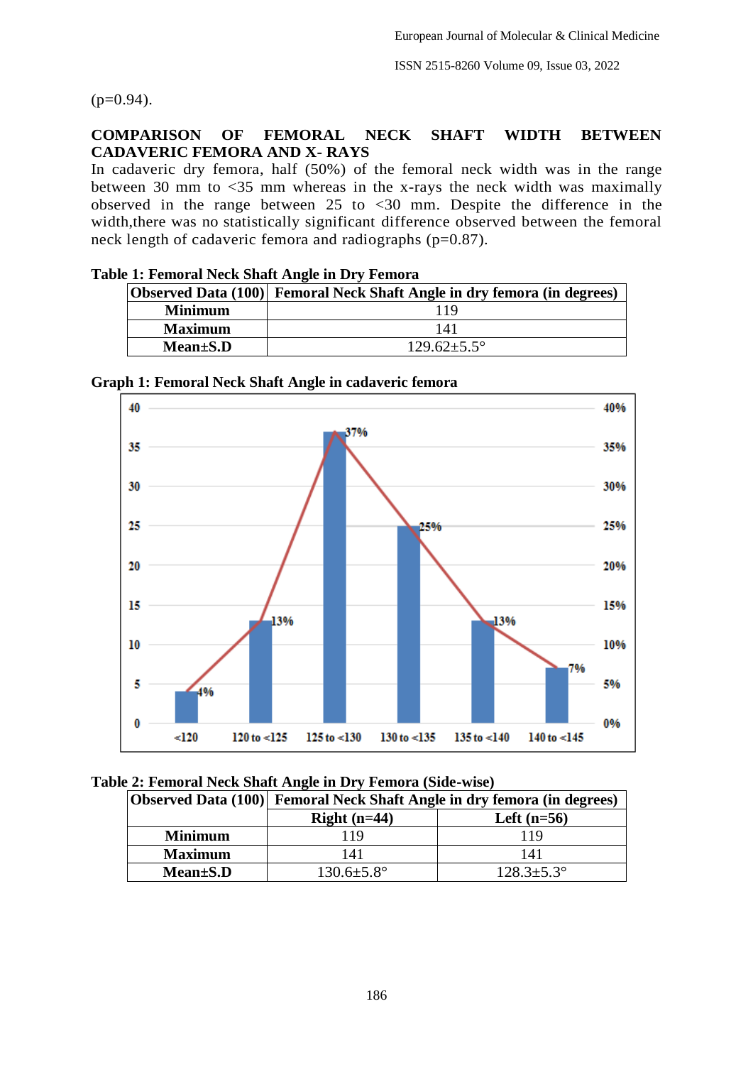(p=0.94).

**COMPARISON OF FEMORAL NECK SHAFT WIDTH BETWEEN CADAVERIC FEMORA AND X- RAYS**

In cadaveric dry femora, half (50%) of the femoral neck width was in the range between 30 mm to <35 mm whereas in the x-rays the neck width was maximally observed in the range between 25 to <30 mm. Despite the difference in the width,there was no statistically significant difference observed between the femoral neck length of cadaveric femora and radiographs (p=0.87).

**Table 1: Femoral Neck Shaft Angle in Dry Femora**

| Observed Data (100) | Femoral Neck Shaft Angle in dry femora (in degrees) |
|---|---|
| **Minimum** | 119 |
| **Maximum** | 141 |
| **Mean±S.D** | 129.62±5.5° |

**Graph 1: Femoral Neck Shaft Angle in cadaveric femora**

**Table 2: Femoral Neck Shaft Angle in Dry Femora (Side-wise)**

| Observed Data (100) | Femoral Neck Shaft Angle in dry femora (in degrees) | |
|---|---|---|
| | **Right (n=44)** | **Left (n=56)** |
| **Minimum** | 119 | 119 |
| **Maximum** | 141 | 141 |
| **Mean±S.D** | 130.6±5.8° | 128.3±5.3° |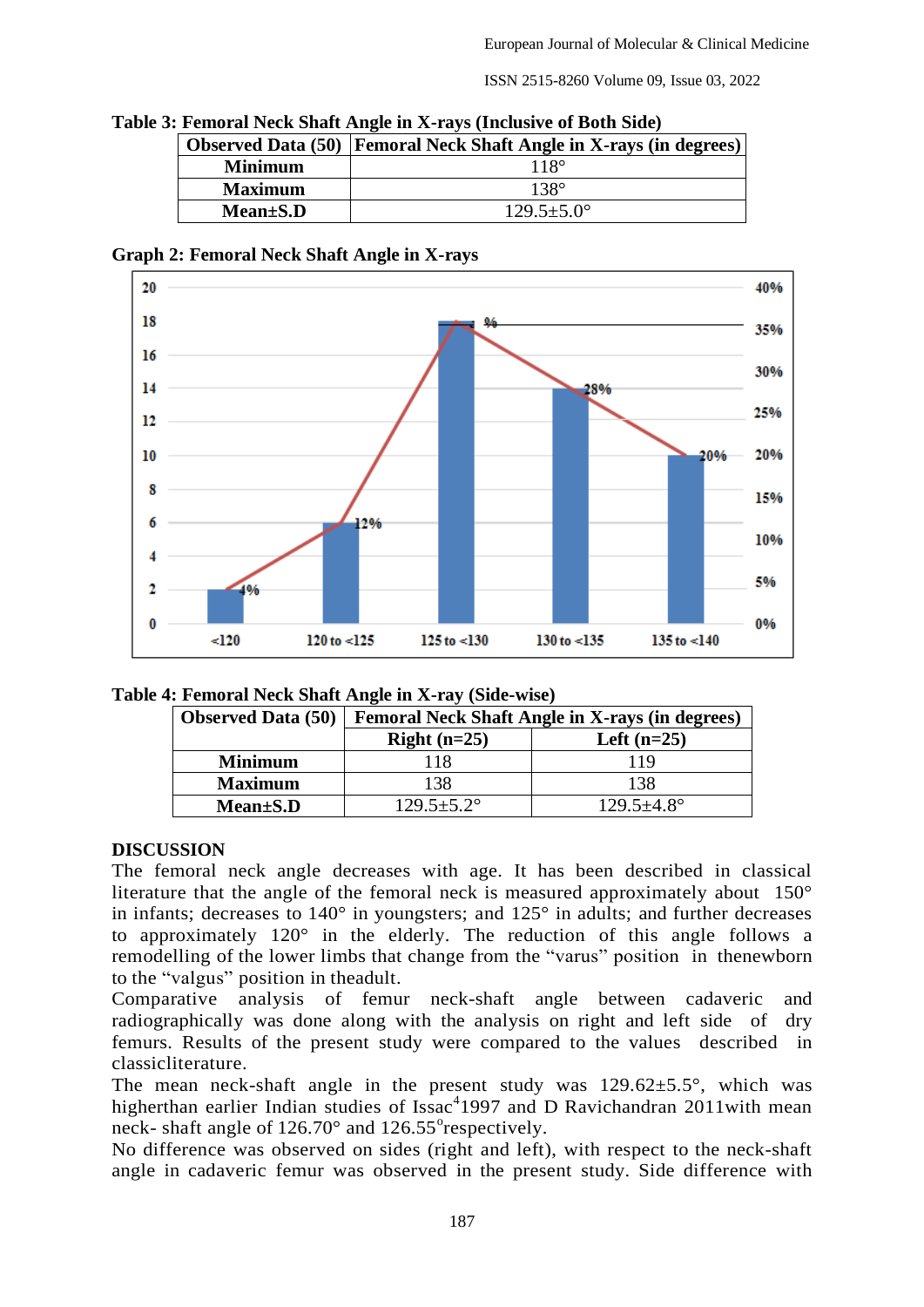**Table 3: Femoral Neck Shaft Angle in X-rays (Inclusive of Both Side)**

| Observed Data (50) | Femoral Neck Shaft Angle in X-rays (in degrees) |
|---|---|
| **Minimum** | 118° |
| **Maximum** | 138° |
| **Mean±S.D** | 129.5±5.0° |

**Graph 2: Femoral Neck Shaft Angle in X-rays**

**Table 4: Femoral Neck Shaft Angle in X-ray (Side-wise)**

| Observed Data (50) | Femoral Neck Shaft Angle in X-rays (in degrees) | |
|---|---|---|
| | **Right (n=25)** | **Left (n=25)** |
| **Minimum** | 118 | 119 |
| **Maximum** | 138 | 138 |
| **Mean±S.D** | 129.5±5.2° | 129.5±4.8° |

## DISCUSSION

The femoral neck angle decreases with age. It has been described in classical literature that the angle of the femoral neck is measured approximately about 150° in infants; decreases to 140° in youngsters; and 125° in adults; and further decreases to approximately 120° in the elderly. The reduction of this angle follows a remodelling of the lower limbs that change from the "varus" position in thenewborn to the "valgus" position in theadult.

Comparative analysis of femur neck-shaft angle between cadaveric and radiographically was done along with the analysis on right and left side of dry femurs. Results of the present study were compared to the values described in classicliterature.

The mean neck-shaft angle in the present study was 129.62±5.5°, which was higherthan earlier Indian studies of Issac[4]1997 and D Ravichandran 2011with mean neck- shaft angle of 126.70° and 126.55°respectively.

No difference was observed on sides (right and left), with respect to the neck-shaft angle in cadaveric femur was observed in the present study. Side difference with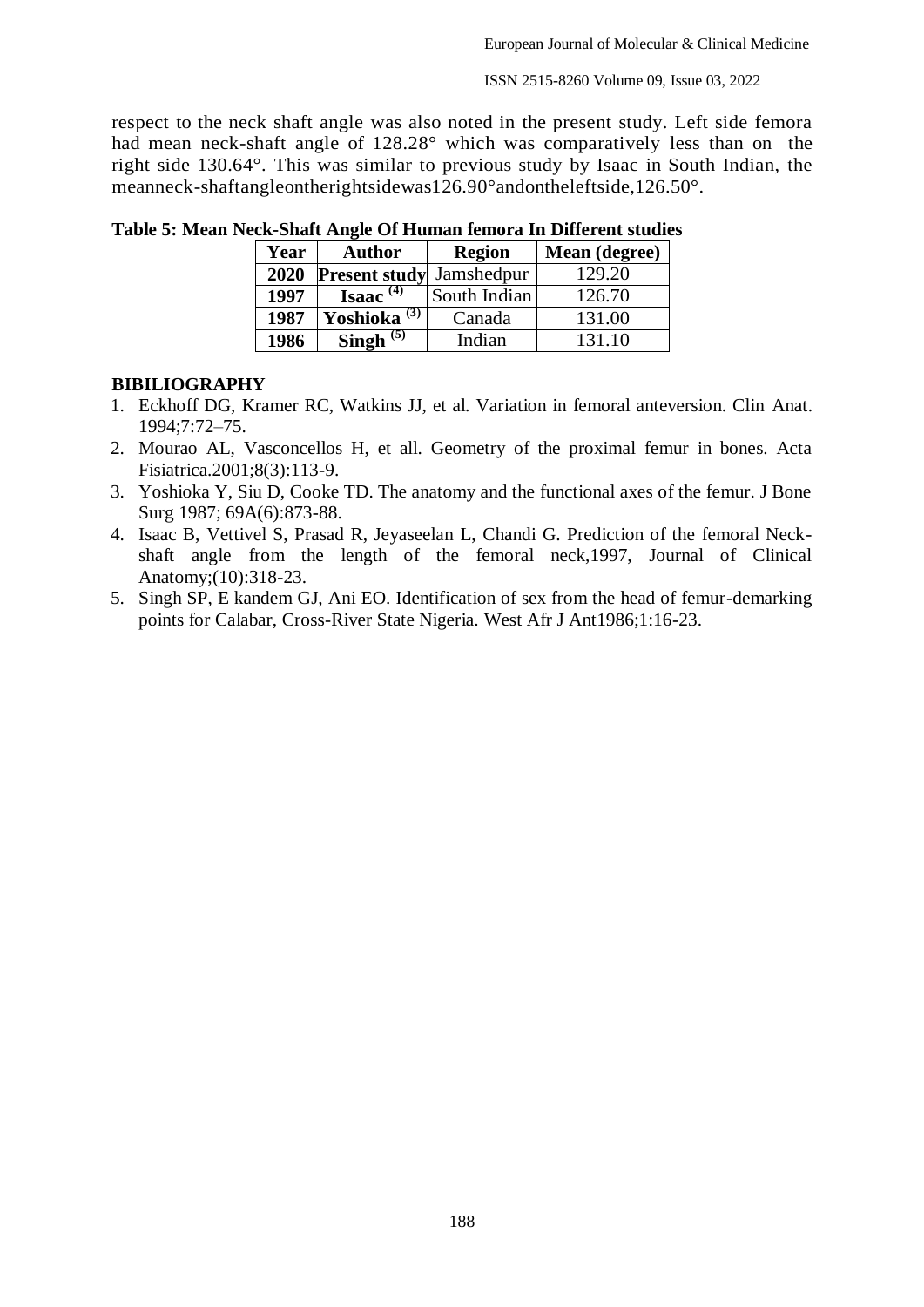respect to the neck shaft angle was also noted in the present study. Left side femora had mean neck-shaft angle of 128.28° which was comparatively less than on the right side 130.64°. This was similar to previous study by Isaac in South Indian, the meanneck-shaftangleontherightsidewas126.90°andontheleftside,126.50°.

**Table 5: Mean Neck-Shaft Angle Of Human femora In Different studies**

| Year | Author | Region | Mean (degree) |
|---|---|---|---|
| **2020** | **Present study** | Jamshedpur | 129.20 |
| **1997** | **Isaac [(4)]** | South Indian | 126.70 |
| **1987** | **Yoshioka [(3)]** | Canada | 131.00 |
| **1986** | **Singh [(5)]** | Indian | 131.10 |

## BIBILIOGRAPHY

1. Eckhoff DG, Kramer RC, Watkins JJ, et al. Variation in femoral anteversion. Clin Anat. 1994;7:72–75.
2. Mourao AL, Vasconcellos H, et all. Geometry of the proximal femur in bones. Acta Fisiatrica.2001;8(3):113-9.
3. Yoshioka Y, Siu D, Cooke TD. The anatomy and the functional axes of the femur. J Bone Surg 1987; 69A(6):873-88.
4. Isaac B, Vettivel S, Prasad R, Jeyaseelan L, Chandi G. Prediction of the femoral Neck-shaft angle from the length of the femoral neck,1997, Journal of Clinical Anatomy;(10):318-23.
5. Singh SP, E kandem GJ, Ani EO. Identification of sex from the head of femur-demarking points for Calabar, Cross-River State Nigeria. West Afr J Ant1986;1:16-23.